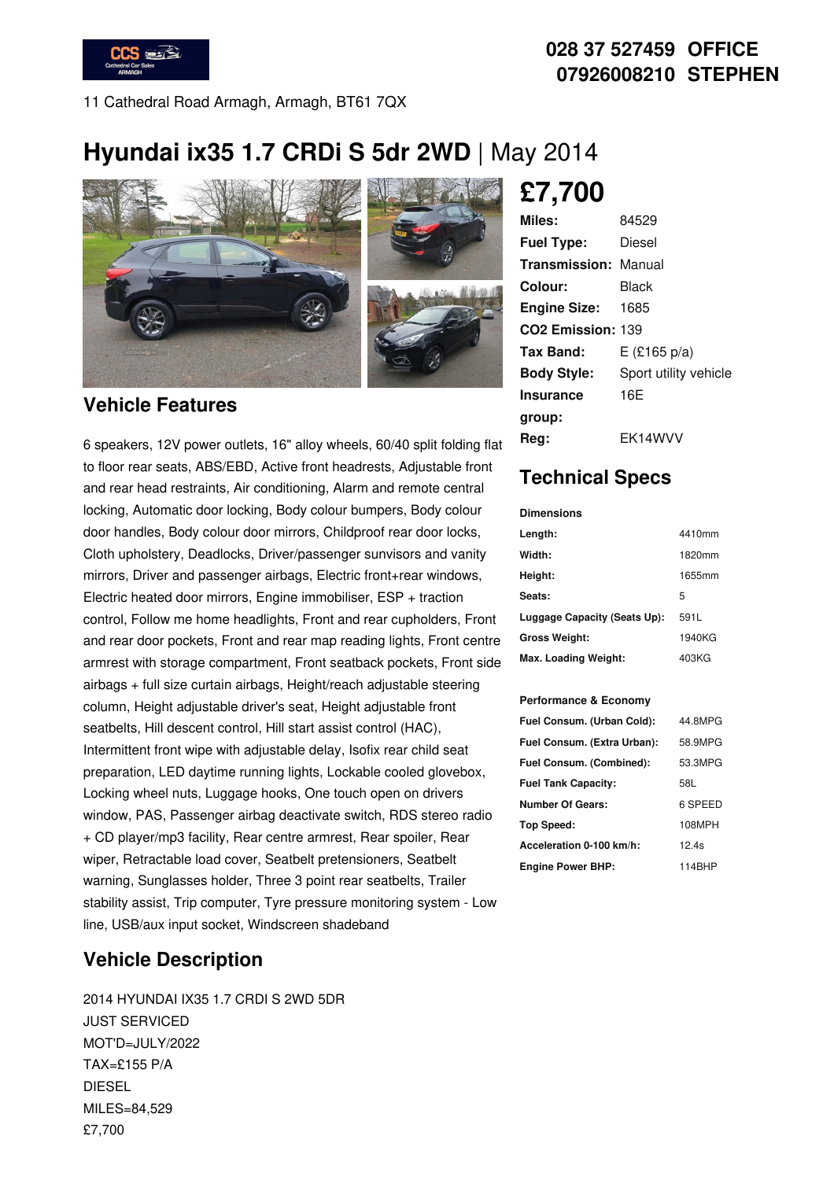**028 37 527459 OFFICE**
**07926008210 STEPHEN**

11 Cathedral Road Armagh, Armagh, BT61 7QX

# Hyundai ix35 1.7 CRDi S 5dr 2WD | May 2014

## £7,700

| | |
|---|---|
| **Miles:** | 84529 |
| **Fuel Type:** | Diesel |
| **Transmission:** | Manual |
| **Colour:** | Black |
| **Engine Size:** | 1685 |
| **CO2 Emission:** | 139 |
| **Tax Band:** | E (£165 p/a) |
| **Body Style:** | Sport utility vehicle |
| **Insurance group:** | 16E |
| **Reg:** | EK14WVV |

## Vehicle Features

6 speakers, 12V power outlets, 16" alloy wheels, 60/40 split folding flat to floor rear seats, ABS/EBD, Active front headrests, Adjustable front and rear head restraints, Air conditioning, Alarm and remote central locking, Automatic door locking, Body colour bumpers, Body colour door handles, Body colour door mirrors, Childproof rear door locks, Cloth upholstery, Deadlocks, Driver/passenger sunvisors and vanity mirrors, Driver and passenger airbags, Electric front+rear windows, Electric heated door mirrors, Engine immobiliser, ESP + traction control, Follow me home headlights, Front and rear cupholders, Front and rear door pockets, Front and rear map reading lights, Front centre armrest with storage compartment, Front seatback pockets, Front side airbags + full size curtain airbags, Height/reach adjustable steering column, Height adjustable driver's seat, Height adjustable front seatbelts, Hill descent control, Hill start assist control (HAC), Intermittent front wipe with adjustable delay, Isofix rear child seat preparation, LED daytime running lights, Lockable cooled glovebox, Locking wheel nuts, Luggage hooks, One touch open on drivers window, PAS, Passenger airbag deactivate switch, RDS stereo radio + CD player/mp3 facility, Rear centre armrest, Rear spoiler, Rear wiper, Retractable load cover, Seatbelt pretensioners, Seatbelt warning, Sunglasses holder, Three 3 point rear seatbelts, Trailer stability assist, Trip computer, Tyre pressure monitoring system - Low line, USB/aux input socket, Windscreen shadeband

## Technical Specs

**Dimensions**

| | |
|---|---|
| **Length:** | 4410mm |
| **Width:** | 1820mm |
| **Height:** | 1655mm |
| **Seats:** | 5 |
| **Luggage Capacity (Seats Up):** | 591L |
| **Gross Weight:** | 1940KG |
| **Max. Loading Weight:** | 403KG |

**Performance & Economy**

| | |
|---|---|
| **Fuel Consum. (Urban Cold):** | 44.8MPG |
| **Fuel Consum. (Extra Urban):** | 58.9MPG |
| **Fuel Consum. (Combined):** | 53.3MPG |
| **Fuel Tank Capacity:** | 58L |
| **Number Of Gears:** | 6 SPEED |
| **Top Speed:** | 108MPH |
| **Acceleration 0-100 km/h:** | 12.4s |
| **Engine Power BHP:** | 114BHP |

## Vehicle Description

2014 HYUNDAI IX35 1.7 CRDI S 2WD 5DR
JUST SERVICED
MOT'D=JULY/2022
TAX=£155 P/A
DIESEL
MILES=84,529
£7,700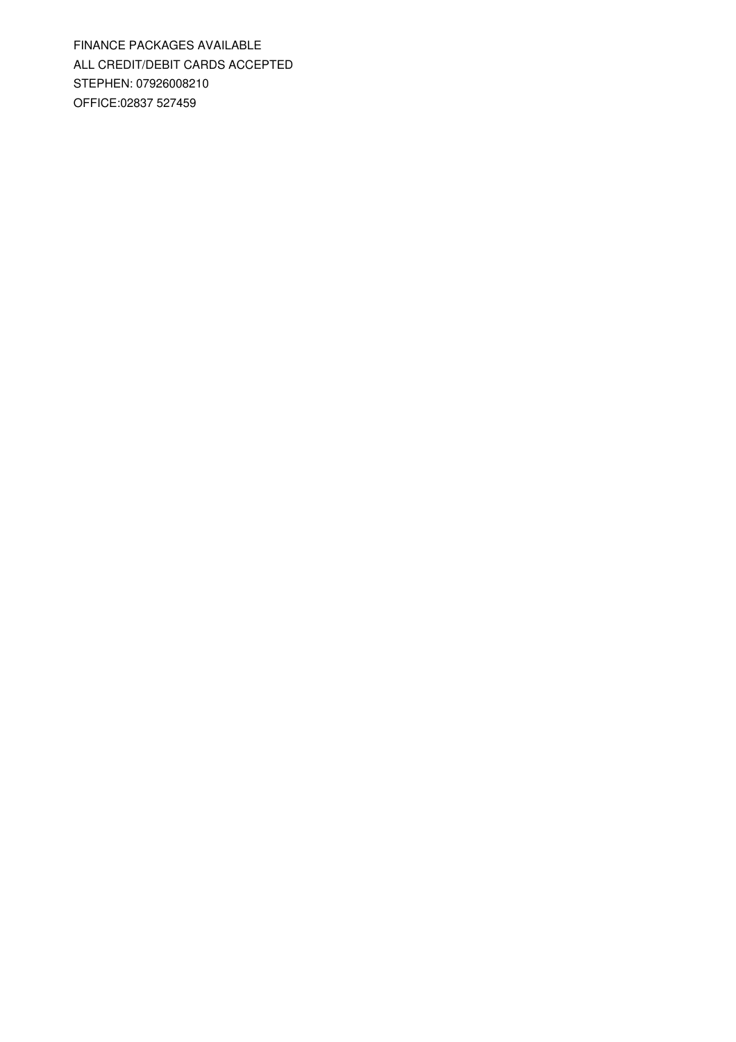FINANCE PACKAGES AVAILABLE
ALL CREDIT/DEBIT CARDS ACCEPTED
STEPHEN: 07926008210
OFFICE:02837 527459